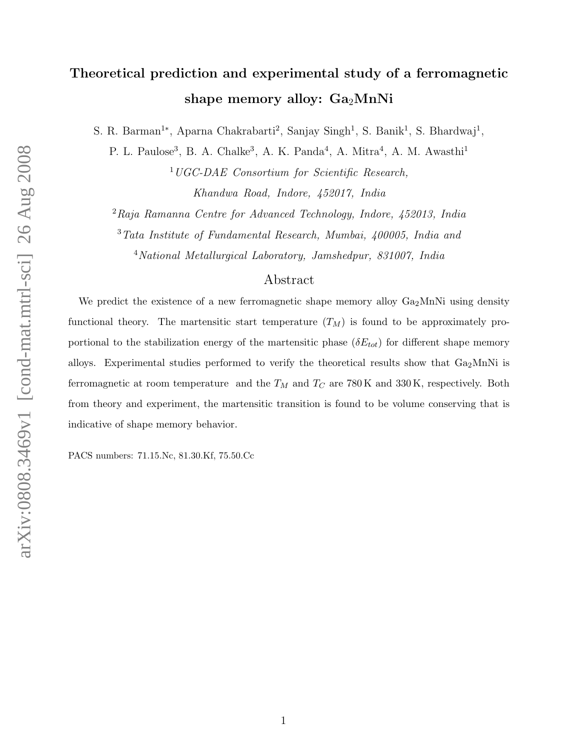# Theoretical prediction and experimental study of a ferromagnetic shape memory alloy: $Ga_2MnNi$

S. R. Barman[1*], Aparna Chakrabarti[2], Sanjay Singh[1], S. Banik[1], S. Bhardwaj[1], P. L. Paulose[3], B. A. Chalke[3], A. K. Panda[4], A. Mitra[4], A. M. Awasthi[1]

[1] *UGC-DAE Consortium for Scientific Research, Khandwa Road, Indore, 452017, India*

[2] *Raja Ramanna Centre for Advanced Technology, Indore, 452013, India*

[3] *Tata Institute of Fundamental Research, Mumbai, 400005, India and*

[4] *National Metallurgical Laboratory, Jamshedpur, 831007, India*

## Abstract

We predict the existence of a new ferromagnetic shape memory alloy $Ga_2MnNi$ using density functional theory. The martensitic start temperature ($T_M$) is found to be approximately proportional to the stabilization energy of the martensitic phase ($\delta E_{tot}$) for different shape memory alloys. Experimental studies performed to verify the theoretical results show that $Ga_2MnNi$ is ferromagnetic at room temperature and the $T_M$ and $T_C$ are 780 K and 330 K, respectively. Both from theory and experiment, the martensitic transition is found to be volume conserving that is indicative of shape memory behavior.

PACS numbers: 71.15.Nc, 81.30.Kf, 75.50.Cc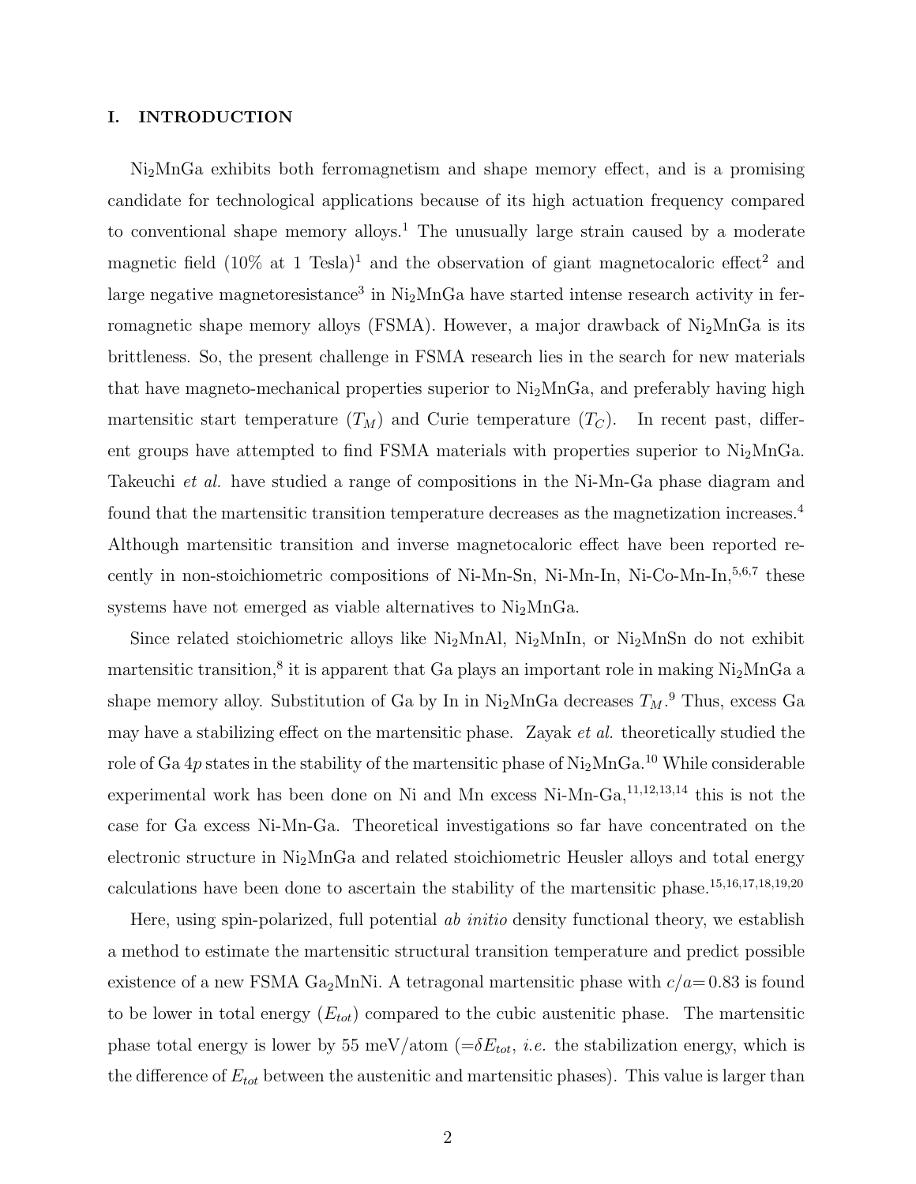## I. INTRODUCTION

$Ni_2MnGa$ exhibits both ferromagnetism and shape memory effect, and is a promising candidate for technological applications because of its high actuation frequency compared to conventional shape memory alloys.[1] The unusually large strain caused by a moderate magnetic field (10% at 1 Tesla)[1] and the observation of giant magnetocaloric effect[2] and large negative magnetoresistance[3] in $Ni_2MnGa$ have started intense research activity in ferromagnetic shape memory alloys (FSMA). However, a major drawback of $Ni_2MnGa$ is its brittleness. So, the present challenge in FSMA research lies in the search for new materials that have magneto-mechanical properties superior to $Ni_2MnGa$, and preferably having high martensitic start temperature ($T_M$) and Curie temperature ($T_C$). In recent past, different groups have attempted to find FSMA materials with properties superior to $Ni_2MnGa$. Takeuchi *et al.* have studied a range of compositions in the Ni-Mn-Ga phase diagram and found that the martensitic transition temperature decreases as the magnetization increases.[4] Although martensitic transition and inverse magnetocaloric effect have been reported recently in non-stoichiometric compositions of Ni-Mn-Sn, Ni-Mn-In, Ni-Co-Mn-In,[5,6,7] these systems have not emerged as viable alternatives to $Ni_2MnGa$.

Since related stoichiometric alloys like $Ni_2MnAl$, $Ni_2MnIn$, or $Ni_2MnSn$ do not exhibit martensitic transition,[8] it is apparent that Ga plays an important role in making $Ni_2MnGa$ a shape memory alloy. Substitution of Ga by In in $Ni_2MnGa$ decreases $T_M$.[9] Thus, excess Ga may have a stabilizing effect on the martensitic phase. Zayak *et al.* theoretically studied the role of Ga $4p$ states in the stability of the martensitic phase of $Ni_2MnGa$.[10] While considerable experimental work has been done on Ni and Mn excess Ni-Mn-Ga,[11,12,13,14] this is not the case for Ga excess Ni-Mn-Ga. Theoretical investigations so far have concentrated on the electronic structure in $Ni_2MnGa$ and related stoichiometric Heusler alloys and total energy calculations have been done to ascertain the stability of the martensitic phase.[15,16,17,18,19,20]

Here, using spin-polarized, full potential *ab initio* density functional theory, we establish a method to estimate the martensitic structural transition temperature and predict possible existence of a new FSMA $Ga_2MnNi$. A tetragonal martensitic phase with $c/a = 0.83$ is found to be lower in total energy ($E_{tot}$) compared to the cubic austenitic phase. The martensitic phase total energy is lower by 55 meV/atom ($=\delta E_{tot}$, *i.e.* the stabilization energy, which is the difference of $E_{tot}$ between the austenitic and martensitic phases). This value is larger than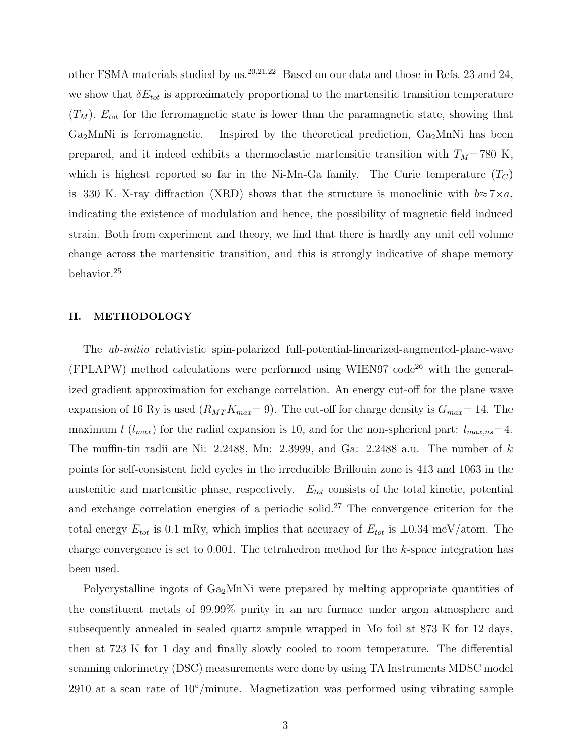other FSMA materials studied by us.[20,21,22] Based on our data and those in Refs. 23 and 24, we show that $\delta E_{tot}$ is approximately proportional to the martensitic transition temperature ($T_M$). $E_{tot}$ for the ferromagnetic state is lower than the paramagnetic state, showing that $Ga_2MnNi$ is ferromagnetic. Inspired by the theoretical prediction, $Ga_2MnNi$ has been prepared, and it indeed exhibits a thermoelastic martensitic transition with $T_M$= 780 K, which is highest reported so far in the Ni-Mn-Ga family. The Curie temperature ($T_C$) is 330 K. X-ray diffraction (XRD) shows that the structure is monoclinic with $b \approx 7 \times a$, indicating the existence of modulation and hence, the possibility of magnetic field induced strain. Both from experiment and theory, we find that there is hardly any unit cell volume change across the martensitic transition, and this is strongly indicative of shape memory behavior.[25]

## II. METHODOLOGY

The *ab-initio* relativistic spin-polarized full-potential-linearized-augmented-plane-wave (FPLAPW) method calculations were performed using WIEN97 code[26] with the generalized gradient approximation for exchange correlation. An energy cut-off for the plane wave expansion of 16 Ry is used ($R_{MT}K_{max}$= 9). The cut-off for charge density is $G_{max}$= 14. The maximum $l$ ($l_{max}$) for the radial expansion is 10, and for the non-spherical part: $l_{max,ns}$= 4. The muffin-tin radii are Ni: 2.2488, Mn: 2.3999, and Ga: 2.2488 a.u. The number of $k$ points for self-consistent field cycles in the irreducible Brillouin zone is 413 and 1063 in the austenitic and martensitic phase, respectively. $E_{tot}$ consists of the total kinetic, potential and exchange correlation energies of a periodic solid.[27] The convergence criterion for the total energy $E_{tot}$ is 0.1 mRy, which implies that accuracy of $E_{tot}$ is $\pm$0.34 meV/atom. The charge convergence is set to 0.001. The tetrahedron method for the $k$-space integration has been used.

Polycrystalline ingots of $Ga_2MnNi$ were prepared by melting appropriate quantities of the constituent metals of 99.99% purity in an arc furnace under argon atmosphere and subsequently annealed in sealed quartz ampule wrapped in Mo foil at 873 K for 12 days, then at 723 K for 1 day and finally slowly cooled to room temperature. The differential scanning calorimetry (DSC) measurements were done by using TA Instruments MDSC model 2910 at a scan rate of 10°/minute. Magnetization was performed using vibrating sample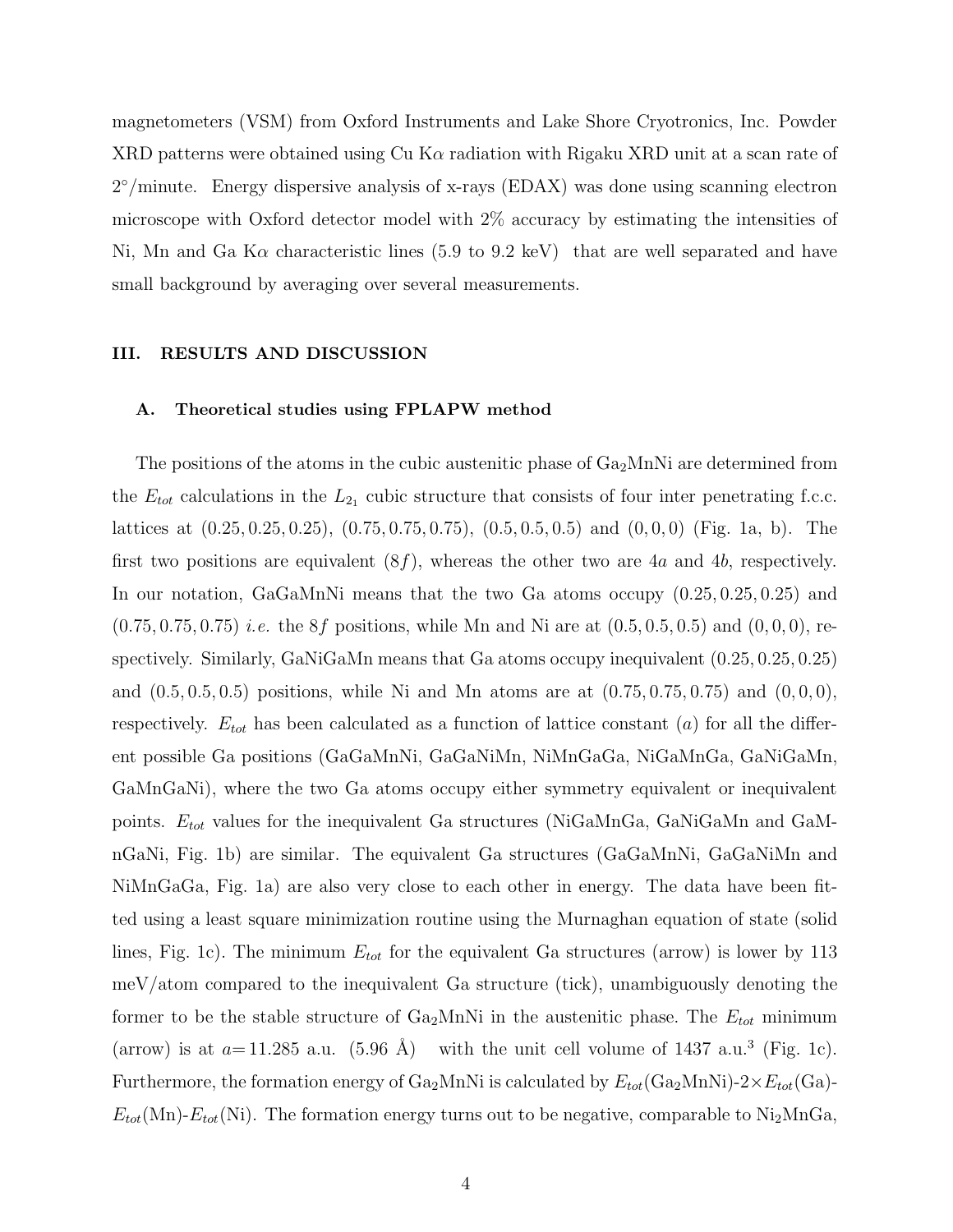magnetometers (VSM) from Oxford Instruments and Lake Shore Cryotronics, Inc. Powder XRD patterns were obtained using Cu K$\alpha$ radiation with Rigaku XRD unit at a scan rate of 2°/minute. Energy dispersive analysis of x-rays (EDAX) was done using scanning electron microscope with Oxford detector model with 2% accuracy by estimating the intensities of Ni, Mn and Ga K$\alpha$ characteristic lines (5.9 to 9.2 keV) that are well separated and have small background by averaging over several measurements.

## III. RESULTS AND DISCUSSION

### A. Theoretical studies using FPLAPW method

The positions of the atoms in the cubic austenitic phase of $Ga_2MnNi$ are determined from the $E_{tot}$ calculations in the $L2_1$ cubic structure that consists of four inter penetrating f.c.c. lattices at (0.25, 0.25, 0.25), (0.75, 0.75, 0.75), (0.5, 0.5, 0.5) and (0, 0, 0) (Fig. 1a, b). The first two positions are equivalent (8$f$), whereas the other two are 4$a$ and 4$b$, respectively. In our notation, GaGaMnNi means that the two Ga atoms occupy (0.25, 0.25, 0.25) and (0.75, 0.75, 0.75) *i.e.* the 8$f$ positions, while Mn and Ni are at (0.5, 0.5, 0.5) and (0, 0, 0), respectively. Similarly, GaNiGaMn means that Ga atoms occupy inequivalent (0.25, 0.25, 0.25) and (0.5, 0.5, 0.5) positions, while Ni and Mn atoms are at (0.75, 0.75, 0.75) and (0, 0, 0), respectively. $E_{tot}$ has been calculated as a function of lattice constant ($a$) for all the different possible Ga positions (GaGaMnNi, GaGaNiMn, NiMnGaGa, NiGaMnGa, GaNiGaMn, GaMnGaNi), where the two Ga atoms occupy either symmetry equivalent or inequivalent points. $E_{tot}$ values for the inequivalent Ga structures (NiGaMnGa, GaNiGaMn and GaMnGaNi, Fig. 1b) are similar. The equivalent Ga structures (GaGaMnNi, GaGaNiMn and NiMnGaGa, Fig. 1a) are also very close to each other in energy. The data have been fitted using a least square minimization routine using the Murnaghan equation of state (solid lines, Fig. 1c). The minimum $E_{tot}$ for the equivalent Ga structures (arrow) is lower by 113 meV/atom compared to the inequivalent Ga structure (tick), unambiguously denoting the former to be the stable structure of $Ga_2MnNi$ in the austenitic phase. The $E_{tot}$ minimum (arrow) is at $a$= 11.285 a.u. (5.96 Å) with the unit cell volume of 1437 a.u.$^3$ (Fig. 1c). Furthermore, the formation energy of $Ga_2MnNi$ is calculated by $E_{tot}(Ga_2MnNi)-2\times E_{tot}(Ga)-E_{tot}(Mn)-E_{tot}(Ni)$. The formation energy turns out to be negative, comparable to $Ni_2MnGa$,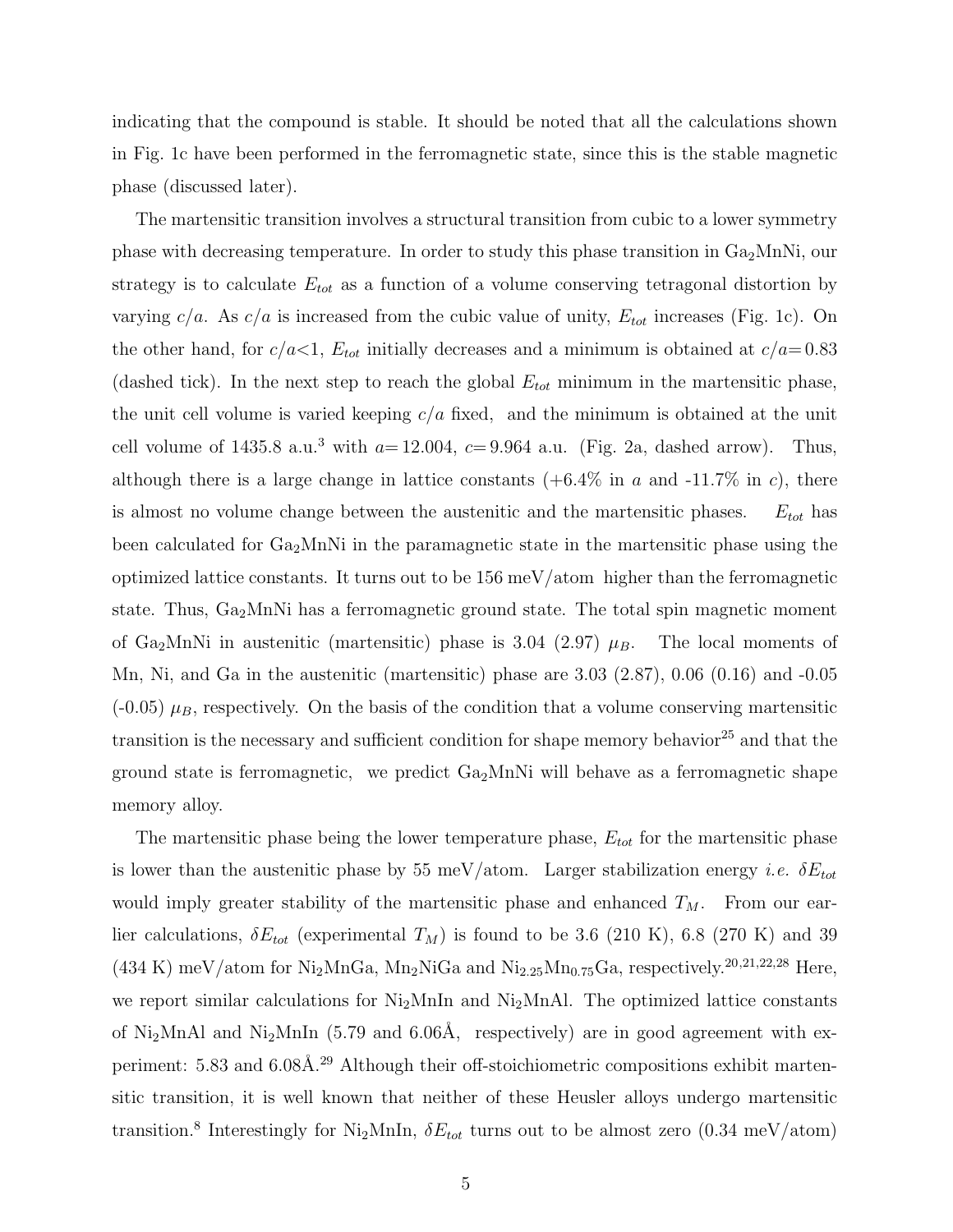indicating that the compound is stable. It should be noted that all the calculations shown in Fig. 1c have been performed in the ferromagnetic state, since this is the stable magnetic phase (discussed later).

The martensitic transition involves a structural transition from cubic to a lower symmetry phase with decreasing temperature. In order to study this phase transition in $Ga_2MnNi$, our strategy is to calculate $E_{tot}$ as a function of a volume conserving tetragonal distortion by varying $c/a$. As $c/a$ is increased from the cubic value of unity, $E_{tot}$ increases (Fig. 1c). On the other hand, for $c/a<1$, $E_{tot}$ initially decreases and a minimum is obtained at $c/a=0.83$ (dashed tick). In the next step to reach the global $E_{tot}$ minimum in the martensitic phase, the unit cell volume is varied keeping $c/a$ fixed, and the minimum is obtained at the unit cell volume of 1435.8 a.u.$^3$ with $a=12.004$, $c=9.964$ a.u. (Fig. 2a, dashed arrow). Thus, although there is a large change in lattice constants (+6.4% in $a$ and -11.7% in $c$), there is almost no volume change between the austenitic and the martensitic phases. $E_{tot}$ has been calculated for $Ga_2MnNi$ in the paramagnetic state in the martensitic phase using the optimized lattice constants. It turns out to be 156 meV/atom higher than the ferromagnetic state. Thus, $Ga_2MnNi$ has a ferromagnetic ground state. The total spin magnetic moment of $Ga_2MnNi$ in austenitic (martensitic) phase is 3.04 (2.97) $\mu_B$. The local moments of Mn, Ni, and Ga in the austenitic (martensitic) phase are 3.03 (2.87), 0.06 (0.16) and -0.05 (-0.05) $\mu_B$, respectively. On the basis of the condition that a volume conserving martensitic transition is the necessary and sufficient condition for shape memory behavior[25] and that the ground state is ferromagnetic, we predict $Ga_2MnNi$ will behave as a ferromagnetic shape memory alloy.

The martensitic phase being the lower temperature phase, $E_{tot}$ for the martensitic phase is lower than the austenitic phase by 55 meV/atom. Larger stabilization energy *i.e.* $\delta E_{tot}$ would imply greater stability of the martensitic phase and enhanced $T_M$. From our earlier calculations, $\delta E_{tot}$ (experimental $T_M$) is found to be 3.6 (210 K), 6.8 (270 K) and 39 (434 K) meV/atom for $Ni_2MnGa$, $Mn_2NiGa$ and $Ni_{2.25}Mn_{0.75}Ga$, respectively.[20,21,22,28] Here, we report similar calculations for $Ni_2MnIn$ and $Ni_2MnAl$. The optimized lattice constants of $Ni_2MnAl$ and $Ni_2MnIn$ (5.79 and 6.06Å, respectively) are in good agreement with experiment: 5.83 and 6.08Å.[29] Although their off-stoichiometric compositions exhibit martensitic transition, it is well known that neither of these Heusler alloys undergo martensitic transition.[8] Interestingly for $Ni_2MnIn$, $\delta E_{tot}$ turns out to be almost zero (0.34 meV/atom)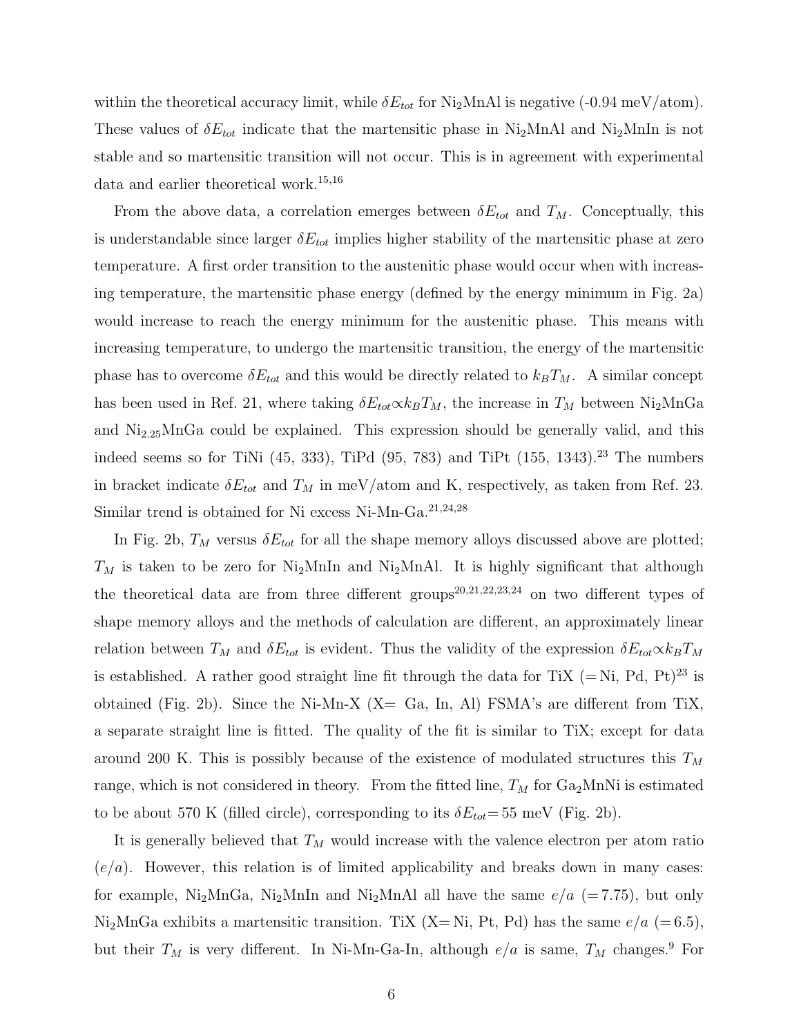within the theoretical accuracy limit, while $\delta E_{tot}$ for $Ni_2MnAl$ is negative (-0.94 meV/atom). These values of $\delta E_{tot}$ indicate that the martensitic phase in $Ni_2MnAl$ and $Ni_2MnIn$ is not stable and so martensitic transition will not occur. This is in agreement with experimental data and earlier theoretical work.[15,16]

From the above data, a correlation emerges between $\delta E_{tot}$ and $T_M$. Conceptually, this is understandable since larger $\delta E_{tot}$ implies higher stability of the martensitic phase at zero temperature. A first order transition to the austenitic phase would occur when with increasing temperature, the martensitic phase energy (defined by the energy minimum in Fig. 2a) would increase to reach the energy minimum for the austenitic phase. This means with increasing temperature, to undergo the martensitic transition, the energy of the martensitic phase has to overcome $\delta E_{tot}$ and this would be directly related to $k_BT_M$. A similar concept has been used in Ref. 21, where taking $\delta E_{tot} \propto k_BT_M$, the increase in $T_M$ between $Ni_2MnGa$ and $Ni_{2.25}MnGa$ could be explained. This expression should be generally valid, and this indeed seems so for TiNi (45, 333), TiPd (95, 783) and TiPt (155, 1343).[23] The numbers in bracket indicate $\delta E_{tot}$ and $T_M$ in meV/atom and K, respectively, as taken from Ref. 23. Similar trend is obtained for Ni excess Ni-Mn-Ga.[21,24,28]

In Fig. 2b, $T_M$ versus $\delta E_{tot}$ for all the shape memory alloys discussed above are plotted; $T_M$ is taken to be zero for $Ni_2MnIn$ and $Ni_2MnAl$. It is highly significant that although the theoretical data are from three different groups[20,21,22,23,24] on two different types of shape memory alloys and the methods of calculation are different, an approximately linear relation between $T_M$ and $\delta E_{tot}$ is evident. Thus the validity of the expression $\delta E_{tot} \propto k_BT_M$ is established. A rather good straight line fit through the data for TiX (=Ni, Pd, Pt)[23] is obtained (Fig. 2b). Since the Ni-Mn-X (X= Ga, In, Al) FSMA's are different from TiX, a separate straight line is fitted. The quality of the fit is similar to TiX; except for data around 200 K. This is possibly because of the existence of modulated structures this $T_M$ range, which is not considered in theory. From the fitted line, $T_M$ for $Ga_2MnNi$ is estimated to be about 570 K (filled circle), corresponding to its $\delta E_{tot}$= 55 meV (Fig. 2b).

It is generally believed that $T_M$ would increase with the valence electron per atom ratio ($e/a$). However, this relation is of limited applicability and breaks down in many cases: for example, $Ni_2MnGa$, $Ni_2MnIn$ and $Ni_2MnAl$ all have the same $e/a$ (=7.75), but only $Ni_2MnGa$ exhibits a martensitic transition. TiX (X= Ni, Pt, Pd) has the same $e/a$ (=6.5), but their $T_M$ is very different. In Ni-Mn-Ga-In, although $e/a$ is same, $T_M$ changes.[9] For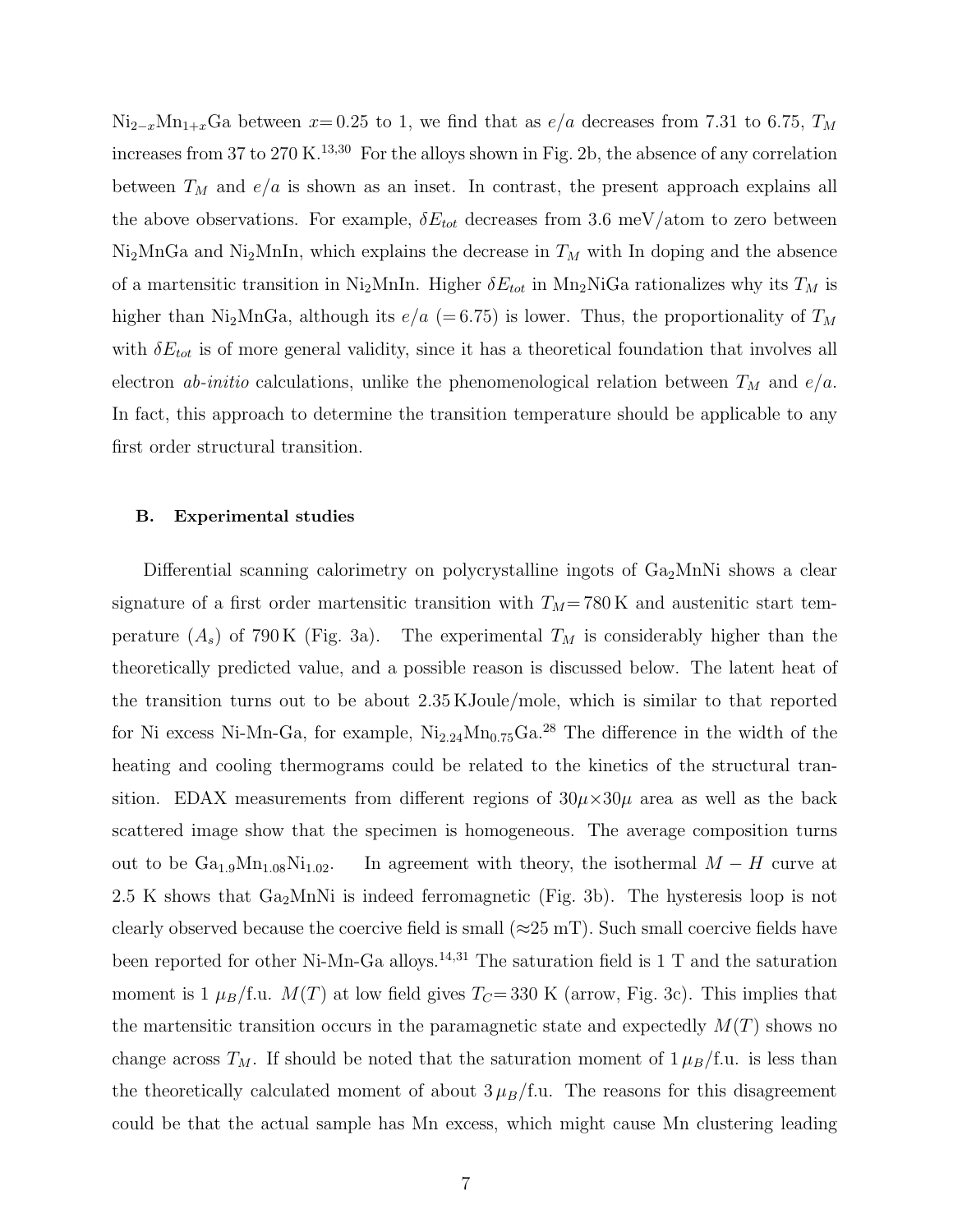$Ni_{2-x}Mn_{1+x}Ga$ between $x = 0.25$ to 1, we find that as $e/a$ decreases from 7.31 to 6.75, $T_M$ increases from 37 to 270 K.[13,30] For the alloys shown in Fig. 2b, the absence of any correlation between $T_M$ and $e/a$ is shown as an inset. In contrast, the present approach explains all the above observations. For example, $\delta E_{tot}$ decreases from 3.6 meV/atom to zero between $Ni_2MnGa$ and $Ni_2MnIn$, which explains the decrease in $T_M$ with In doping and the absence of a martensitic transition in $Ni_2MnIn$. Higher $\delta E_{tot}$ in $Mn_2NiGa$ rationalizes why its $T_M$ is higher than $Ni_2MnGa$, although its $e/a$ ($= 6.75$) is lower. Thus, the proportionality of $T_M$ with $\delta E_{tot}$ is of more general validity, since it has a theoretical foundation that involves all electron *ab-initio* calculations, unlike the phenomenological relation between $T_M$ and $e/a$. In fact, this approach to determine the transition temperature should be applicable to any first order structural transition.

### B. Experimental studies

Differential scanning calorimetry on polycrystalline ingots of $Ga_2MnNi$ shows a clear signature of a first order martensitic transition with $T_M = 780$ K and austenitic start temperature ($A_s$) of 790 K (Fig. 3a). The experimental $T_M$ is considerably higher than the theoretically predicted value, and a possible reason is discussed below. The latent heat of the transition turns out to be about 2.35 KJoule/mole, which is similar to that reported for Ni excess Ni-Mn-Ga, for example, $Ni_{2.24}Mn_{0.75}Ga$.[28] The difference in the width of the heating and cooling thermograms could be related to the kinetics of the structural transition. EDAX measurements from different regions of $30\mu \times 30\mu$ area as well as the back scattered image show that the specimen is homogeneous. The average composition turns out to be $Ga_{1.9}Mn_{1.08}Ni_{1.02}$. In agreement with theory, the isothermal $M-H$ curve at 2.5 K shows that $Ga_2MnNi$ is indeed ferromagnetic (Fig. 3b). The hysteresis loop is not clearly observed because the coercive field is small ($\approx$25 mT). Such small coercive fields have been reported for other Ni-Mn-Ga alloys.[14,31] The saturation field is 1 T and the saturation moment is 1 $\mu_B$/f.u. $M(T)$ at low field gives $T_C = 330$ K (arrow, Fig. 3c). This implies that the martensitic transition occurs in the paramagnetic state and expectedly $M(T)$ shows no change across $T_M$. If should be noted that the saturation moment of 1 $\mu_B$/f.u. is less than the theoretically calculated moment of about 3 $\mu_B$/f.u. The reasons for this disagreement could be that the actual sample has Mn excess, which might cause Mn clustering leading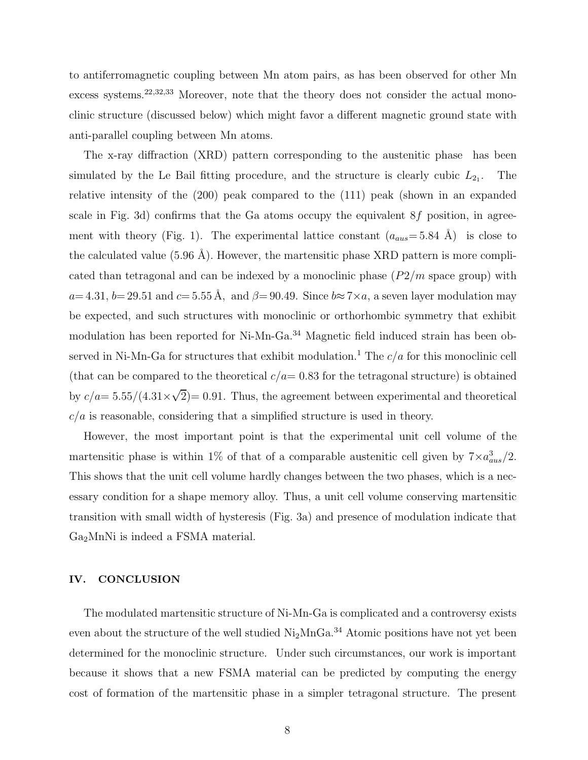to antiferromagnetic coupling between Mn atom pairs, as has been observed for other Mn excess systems.[22,32,33] Moreover, note that the theory does not consider the actual monoclinic structure (discussed below) which might favor a different magnetic ground state with anti-parallel coupling between Mn atoms.

The x-ray diffraction (XRD) pattern corresponding to the austenitic phase has been simulated by the Le Bail fitting procedure, and the structure is clearly cubic $L2_1$. The relative intensity of the (200) peak compared to the (111) peak (shown in an expanded scale in Fig. 3d) confirms that the Ga atoms occupy the equivalent $8f$ position, in agreement with theory (Fig. 1). The experimental lattice constant ($a_{aus}$= 5.84 Å) is close to the calculated value (5.96 Å). However, the martensitic phase XRD pattern is more complicated than tetragonal and can be indexed by a monoclinic phase ($P2/m$ space group) with $a$= 4.31, $b$= 29.51 and $c$= 5.55 Å, and $\beta$= 90.49. Since $b \approx 7 \times a$, a seven layer modulation may be expected, and such structures with monoclinic or orthorhombic symmetry that exhibit modulation has been reported for Ni-Mn-Ga.[34] Magnetic field induced strain has been observed in Ni-Mn-Ga for structures that exhibit modulation.[1] The $c/a$ for this monoclinic cell (that can be compared to the theoretical $c/a$= 0.83 for the tetragonal structure) is obtained by $c/a$= $5.55/(4.31 \times \sqrt{2})$= 0.91. Thus, the agreement between experimental and theoretical $c/a$ is reasonable, considering that a simplified structure is used in theory.

However, the most important point is that the experimental unit cell volume of the martensitic phase is within 1% of that of a comparable austenitic cell given by $7 \times a_{aus}^3/2$. This shows that the unit cell volume hardly changes between the two phases, which is a necessary condition for a shape memory alloy. Thus, a unit cell volume conserving martensitic transition with small width of hysteresis (Fig. 3a) and presence of modulation indicate that $Ga_2MnNi$ is indeed a FSMA material.

## IV. CONCLUSION

The modulated martensitic structure of Ni-Mn-Ga is complicated and a controversy exists even about the structure of the well studied $Ni_2MnGa$.[34] Atomic positions have not yet been determined for the monoclinic structure. Under such circumstances, our work is important because it shows that a new FSMA material can be predicted by computing the energy cost of formation of the martensitic phase in a simpler tetragonal structure. The present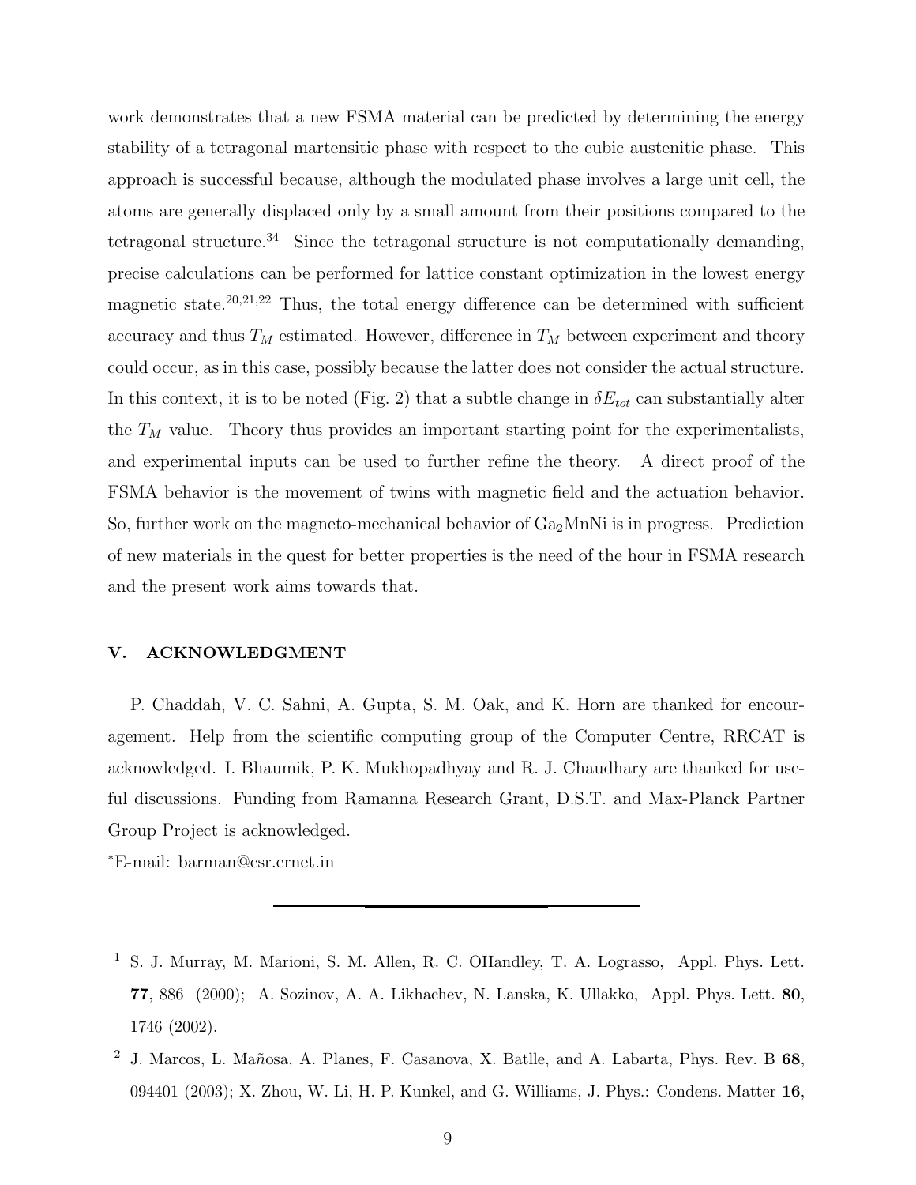work demonstrates that a new FSMA material can be predicted by determining the energy stability of a tetragonal martensitic phase with respect to the cubic austenitic phase. This approach is successful because, although the modulated phase involves a large unit cell, the atoms are generally displaced only by a small amount from their positions compared to the tetragonal structure.[34] Since the tetragonal structure is not computationally demanding, precise calculations can be performed for lattice constant optimization in the lowest energy magnetic state.[20,21,22] Thus, the total energy difference can be determined with sufficient accuracy and thus $T_M$ estimated. However, difference in $T_M$ between experiment and theory could occur, as in this case, possibly because the latter does not consider the actual structure. In this context, it is to be noted (Fig. 2) that a subtle change in $\delta E_{tot}$ can substantially alter the $T_M$ value. Theory thus provides an important starting point for the experimentalists, and experimental inputs can be used to further refine the theory. A direct proof of the FSMA behavior is the movement of twins with magnetic field and the actuation behavior. So, further work on the magneto-mechanical behavior of $Ga_2MnNi$ is in progress. Prediction of new materials in the quest for better properties is the need of the hour in FSMA research and the present work aims towards that.

## V. ACKNOWLEDGMENT

P. Chaddah, V. C. Sahni, A. Gupta, S. M. Oak, and K. Horn are thanked for encouragement. Help from the scientific computing group of the Computer Centre, RRCAT is acknowledged. I. Bhaumik, P. K. Mukhopadhyay and R. J. Chaudhary are thanked for useful discussions. Funding from Ramanna Research Grant, D.S.T. and Max-Planck Partner Group Project is acknowledged.

*E-mail: barman@csr.ernet.in

---

[1] S. J. Murray, M. Marioni, S. M. Allen, R. C. OHandley, T. A. Lograsso, Appl. Phys. Lett. **77**, 886 (2000); A. Sozinov, A. A. Likhachev, N. Lanska, K. Ullakko, Appl. Phys. Lett. **80**, 1746 (2002).

[2] J. Marcos, L. Mañosa, A. Planes, F. Casanova, X. Batlle, and A. Labarta, Phys. Rev. B **68**, 094401 (2003); X. Zhou, W. Li, H. P. Kunkel, and G. Williams, J. Phys.: Condens. Matter **16**,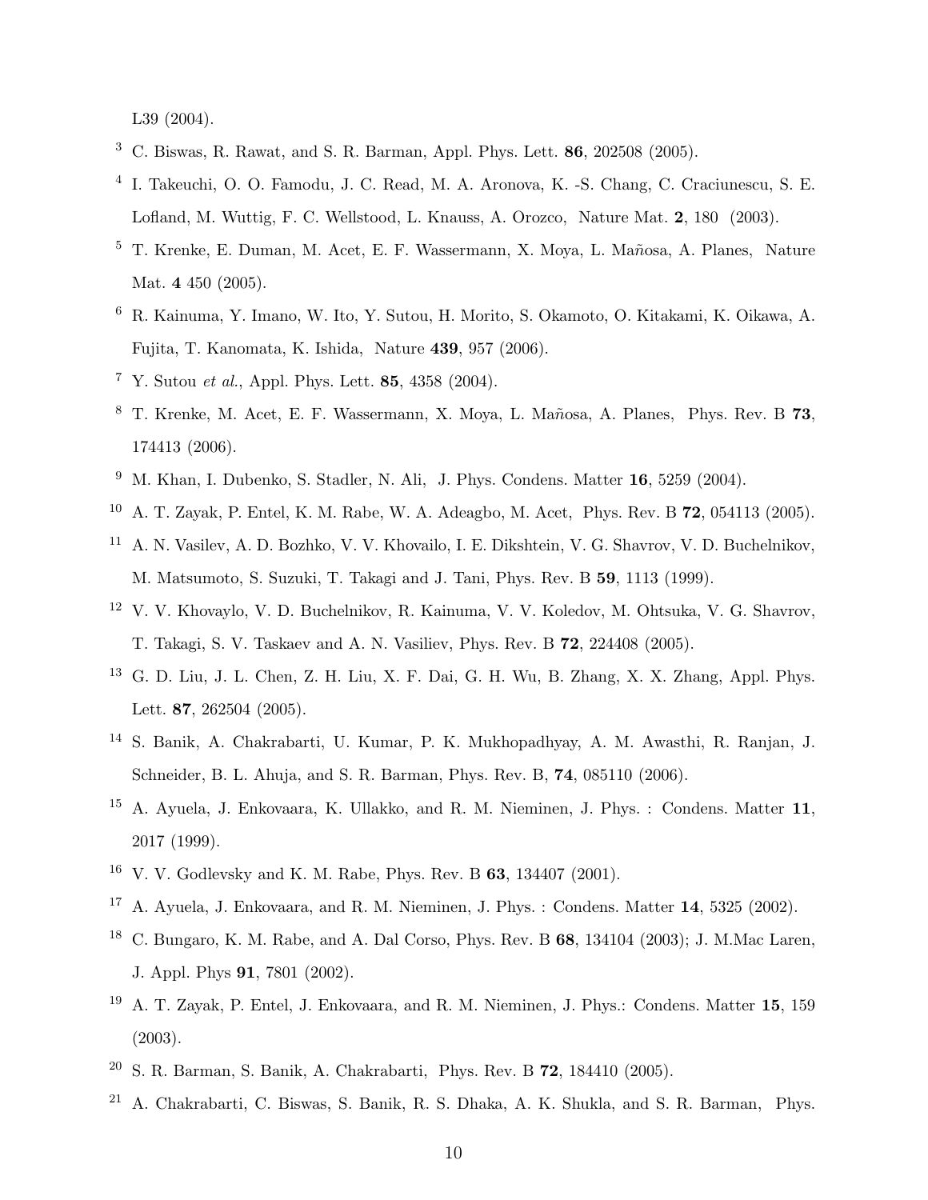L39 (2004).

[3] C. Biswas, R. Rawat, and S. R. Barman, Appl. Phys. Lett. **86**, 202508 (2005).

[4] I. Takeuchi, O. O. Famodu, J. C. Read, M. A. Aronova, K. -S. Chang, C. Craciunescu, S. E. Lofland, M. Wuttig, F. C. Wellstood, L. Knauss, A. Orozco, Nature Mat. **2**, 180 (2003).

[5] T. Krenke, E. Duman, M. Acet, E. F. Wassermann, X. Moya, L. Mañosa, A. Planes, Nature Mat. **4** 450 (2005).

[6] R. Kainuma, Y. Imano, W. Ito, Y. Sutou, H. Morito, S. Okamoto, O. Kitakami, K. Oikawa, A. Fujita, T. Kanomata, K. Ishida, Nature **439**, 957 (2006).

[7] Y. Sutou *et al.*, Appl. Phys. Lett. **85**, 4358 (2004).

[8] T. Krenke, M. Acet, E. F. Wassermann, X. Moya, L. Mañosa, A. Planes, Phys. Rev. B **73**, 174413 (2006).

[9] M. Khan, I. Dubenko, S. Stadler, N. Ali, J. Phys. Condens. Matter **16**, 5259 (2004).

[10] A. T. Zayak, P. Entel, K. M. Rabe, W. A. Adeagbo, M. Acet, Phys. Rev. B **72**, 054113 (2005).

[11] A. N. Vasilev, A. D. Bozhko, V. V. Khovailo, I. E. Dikshtein, V. G. Shavrov, V. D. Buchelnikov, M. Matsumoto, S. Suzuki, T. Takagi and J. Tani, Phys. Rev. B **59**, 1113 (1999).

[12] V. V. Khovaylo, V. D. Buchelnikov, R. Kainuma, V. V. Koledov, M. Ohtsuka, V. G. Shavrov, T. Takagi, S. V. Taskaev and A. N. Vasiliev, Phys. Rev. B **72**, 224408 (2005).

[13] G. D. Liu, J. L. Chen, Z. H. Liu, X. F. Dai, G. H. Wu, B. Zhang, X. X. Zhang, Appl. Phys. Lett. **87**, 262504 (2005).

[14] S. Banik, A. Chakrabarti, U. Kumar, P. K. Mukhopadhyay, A. M. Awasthi, R. Ranjan, J. Schneider, B. L. Ahuja, and S. R. Barman, Phys. Rev. B, **74**, 085110 (2006).

[15] A. Ayuela, J. Enkovaara, K. Ullakko, and R. M. Nieminen, J. Phys. : Condens. Matter **11**, 2017 (1999).

[16] V. V. Godlevsky and K. M. Rabe, Phys. Rev. B **63**, 134407 (2001).

[17] A. Ayuela, J. Enkovaara, and R. M. Nieminen, J. Phys. : Condens. Matter **14**, 5325 (2002).

[18] C. Bungaro, K. M. Rabe, and A. Dal Corso, Phys. Rev. B **68**, 134104 (2003); J. M.Mac Laren, J. Appl. Phys **91**, 7801 (2002).

[19] A. T. Zayak, P. Entel, J. Enkovaara, and R. M. Nieminen, J. Phys.: Condens. Matter **15**, 159 (2003).

[20] S. R. Barman, S. Banik, A. Chakrabarti, Phys. Rev. B **72**, 184410 (2005).

[21] A. Chakrabarti, C. Biswas, S. Banik, R. S. Dhaka, A. K. Shukla, and S. R. Barman, Phys.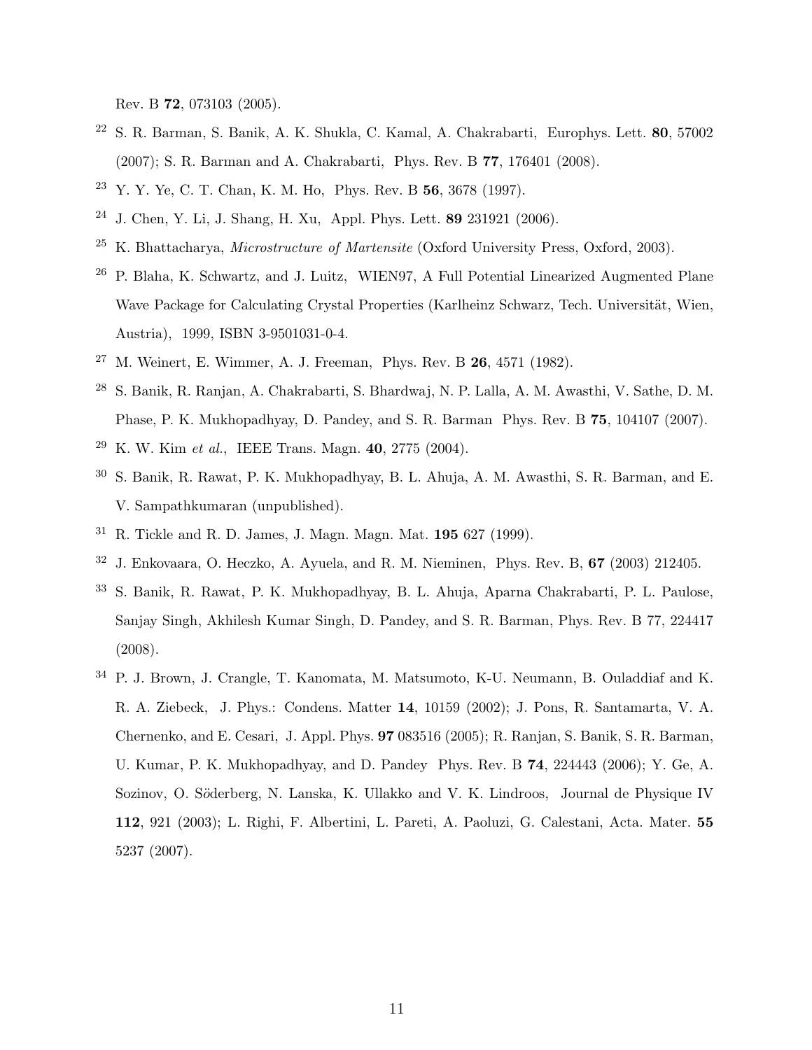Rev. B **72**, 073103 (2005).

[22] S. R. Barman, S. Banik, A. K. Shukla, C. Kamal, A. Chakrabarti, Europhys. Lett. **80**, 57002 (2007); S. R. Barman and A. Chakrabarti, Phys. Rev. B **77**, 176401 (2008).

[23] Y. Y. Ye, C. T. Chan, K. M. Ho, Phys. Rev. B **56**, 3678 (1997).

[24] J. Chen, Y. Li, J. Shang, H. Xu, Appl. Phys. Lett. **89** 231921 (2006).

[25] K. Bhattacharya, *Microstructure of Martensite* (Oxford University Press, Oxford, 2003).

[26] P. Blaha, K. Schwartz, and J. Luitz, WIEN97, A Full Potential Linearized Augmented Plane Wave Package for Calculating Crystal Properties (Karlheinz Schwarz, Tech. Universität, Wien, Austria), 1999, ISBN 3-9501031-0-4.

[27] M. Weinert, E. Wimmer, A. J. Freeman, Phys. Rev. B **26**, 4571 (1982).

[28] S. Banik, R. Ranjan, A. Chakrabarti, S. Bhardwaj, N. P. Lalla, A. M. Awasthi, V. Sathe, D. M. Phase, P. K. Mukhopadhyay, D. Pandey, and S. R. Barman Phys. Rev. B **75**, 104107 (2007).

[29] K. W. Kim *et al.*, IEEE Trans. Magn. **40**, 2775 (2004).

[30] S. Banik, R. Rawat, P. K. Mukhopadhyay, B. L. Ahuja, A. M. Awasthi, S. R. Barman, and E. V. Sampathkumaran (unpublished).

[31] R. Tickle and R. D. James, J. Magn. Magn. Mat. **195** 627 (1999).

[32] J. Enkovaara, O. Heczko, A. Ayuela, and R. M. Nieminen, Phys. Rev. B, **67** (2003) 212405.

[33] S. Banik, R. Rawat, P. K. Mukhopadhyay, B. L. Ahuja, Aparna Chakrabarti, P. L. Paulose, Sanjay Singh, Akhilesh Kumar Singh, D. Pandey, and S. R. Barman, Phys. Rev. B 77, 224417 (2008).

[34] P. J. Brown, J. Crangle, T. Kanomata, M. Matsumoto, K-U. Neumann, B. Ouladdiaf and K. R. A. Ziebeck, J. Phys.: Condens. Matter **14**, 10159 (2002); J. Pons, R. Santamarta, V. A. Chernenko, and E. Cesari, J. Appl. Phys. **97** 083516 (2005); R. Ranjan, S. Banik, S. R. Barman, U. Kumar, P. K. Mukhopadhyay, and D. Pandey Phys. Rev. B **74**, 224443 (2006); Y. Ge, A. Sozinov, O. Söderberg, N. Lanska, K. Ullakko and V. K. Lindroos, Journal de Physique IV **112**, 921 (2003); L. Righi, F. Albertini, L. Pareti, A. Paoluzi, G. Calestani, Acta. Mater. **55** 5237 (2007).